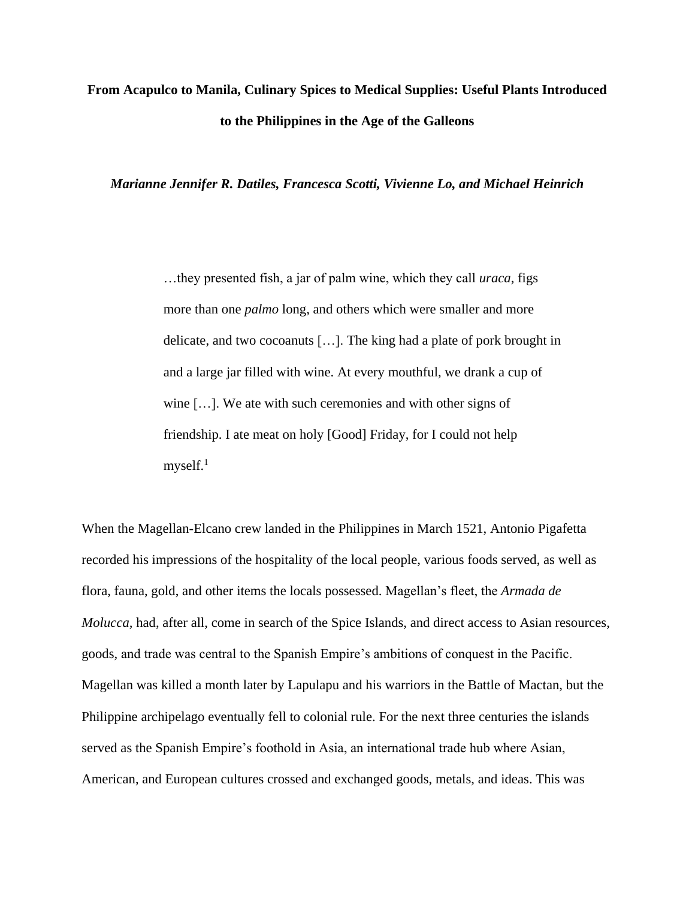# From Acapulco to Manila, Culinary Spices to Medical Supplies: Useful Plants Introduced to the Philippines in the Age of the Galleons

***Marianne Jennifer R. Datiles, Francesca Scotti, Vivienne Lo, and Michael Heinrich***

> …they presented fish, a jar of palm wine, which they call *uraca*, figs more than one *palmo* long, and others which were smaller and more delicate, and two cocoanuts […]. The king had a plate of pork brought in and a large jar filled with wine. At every mouthful, we drank a cup of wine […]. We ate with such ceremonies and with other signs of friendship. I ate meat on holy [Good] Friday, for I could not help myself.[1]

When the Magellan-Elcano crew landed in the Philippines in March 1521, Antonio Pigafetta recorded his impressions of the hospitality of the local people, various foods served, as well as flora, fauna, gold, and other items the locals possessed. Magellan's fleet, the *Armada de Molucca,* had, after all, come in search of the Spice Islands, and direct access to Asian resources, goods, and trade was central to the Spanish Empire's ambitions of conquest in the Pacific. Magellan was killed a month later by Lapulapu and his warriors in the Battle of Mactan, but the Philippine archipelago eventually fell to colonial rule. For the next three centuries the islands served as the Spanish Empire's foothold in Asia, an international trade hub where Asian, American, and European cultures crossed and exchanged goods, metals, and ideas. This was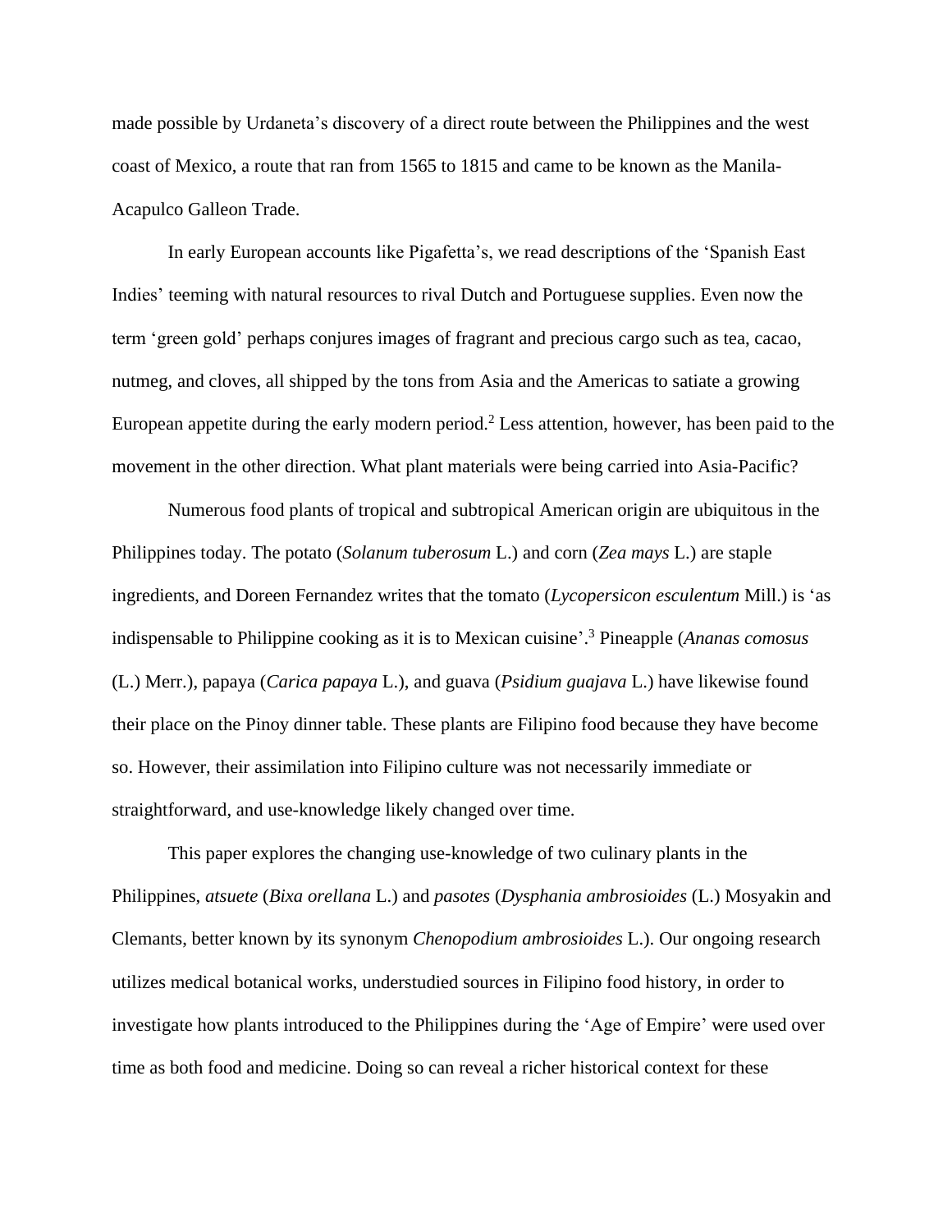made possible by Urdaneta's discovery of a direct route between the Philippines and the west coast of Mexico, a route that ran from 1565 to 1815 and came to be known as the Manila-Acapulco Galleon Trade.

In early European accounts like Pigafetta's, we read descriptions of the 'Spanish East Indies' teeming with natural resources to rival Dutch and Portuguese supplies. Even now the term 'green gold' perhaps conjures images of fragrant and precious cargo such as tea, cacao, nutmeg, and cloves, all shipped by the tons from Asia and the Americas to satiate a growing European appetite during the early modern period.[2] Less attention, however, has been paid to the movement in the other direction. What plant materials were being carried into Asia-Pacific?

Numerous food plants of tropical and subtropical American origin are ubiquitous in the Philippines today. The potato (*Solanum tuberosum* L.) and corn (*Zea mays* L.) are staple ingredients, and Doreen Fernandez writes that the tomato (*Lycopersicon esculentum* Mill.) is 'as indispensable to Philippine cooking as it is to Mexican cuisine'.[3] Pineapple (*Ananas comosus* (L.) Merr.), papaya (*Carica papaya* L.), and guava (*Psidium guajava* L.) have likewise found their place on the Pinoy dinner table. These plants are Filipino food because they have become so. However, their assimilation into Filipino culture was not necessarily immediate or straightforward, and use-knowledge likely changed over time.

This paper explores the changing use-knowledge of two culinary plants in the Philippines, *atsuete* (*Bixa orellana* L.) and *pasotes* (*Dysphania ambrosioides* (L.) Mosyakin and Clemants, better known by its synonym *Chenopodium ambrosioides* L.). Our ongoing research utilizes medical botanical works, understudied sources in Filipino food history, in order to investigate how plants introduced to the Philippines during the 'Age of Empire' were used over time as both food and medicine. Doing so can reveal a richer historical context for these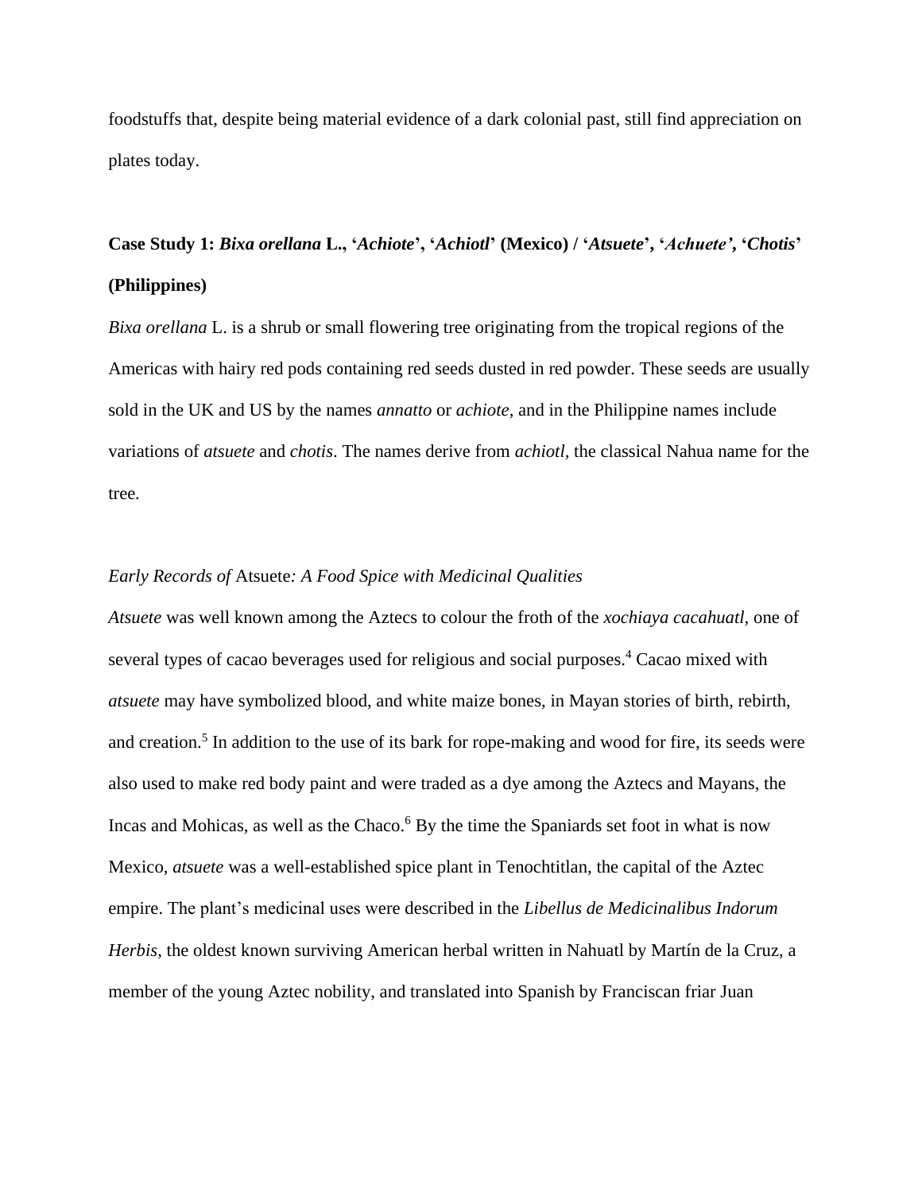foodstuffs that, despite being material evidence of a dark colonial past, still find appreciation on plates today.

**Case Study 1: *Bixa orellana* L., '*Achiote*', '*Achiotl*' (Mexico) / '*Atsuete*', '*Achuete'*, '*Chotis*' (Philippines)**

*Bixa orellana* L. is a shrub or small flowering tree originating from the tropical regions of the Americas with hairy red pods containing red seeds dusted in red powder. These seeds are usually sold in the UK and US by the names *annatto* or *achiote,* and in the Philippine names include variations of *atsuete* and *chotis*. The names derive from *achiotl,* the classical Nahua name for the tree.

*Early Records of* Atsuete*: A Food Spice with Medicinal Qualities*

*Atsuete* was well known among the Aztecs to colour the froth of the *xochiaya cacahuatl,* one of several types of cacao beverages used for religious and social purposes.[4] Cacao mixed with *atsuete* may have symbolized blood, and white maize bones, in Mayan stories of birth, rebirth, and creation.[5] In addition to the use of its bark for rope-making and wood for fire, its seeds were also used to make red body paint and were traded as a dye among the Aztecs and Mayans, the Incas and Mohicas, as well as the Chaco.[6] By the time the Spaniards set foot in what is now Mexico, *atsuete* was a well-established spice plant in Tenochtitlan, the capital of the Aztec empire. The plant's medicinal uses were described in the *Libellus de Medicinalibus Indorum Herbis*, the oldest known surviving American herbal written in Nahuatl by Martín de la Cruz, a member of the young Aztec nobility, and translated into Spanish by Franciscan friar Juan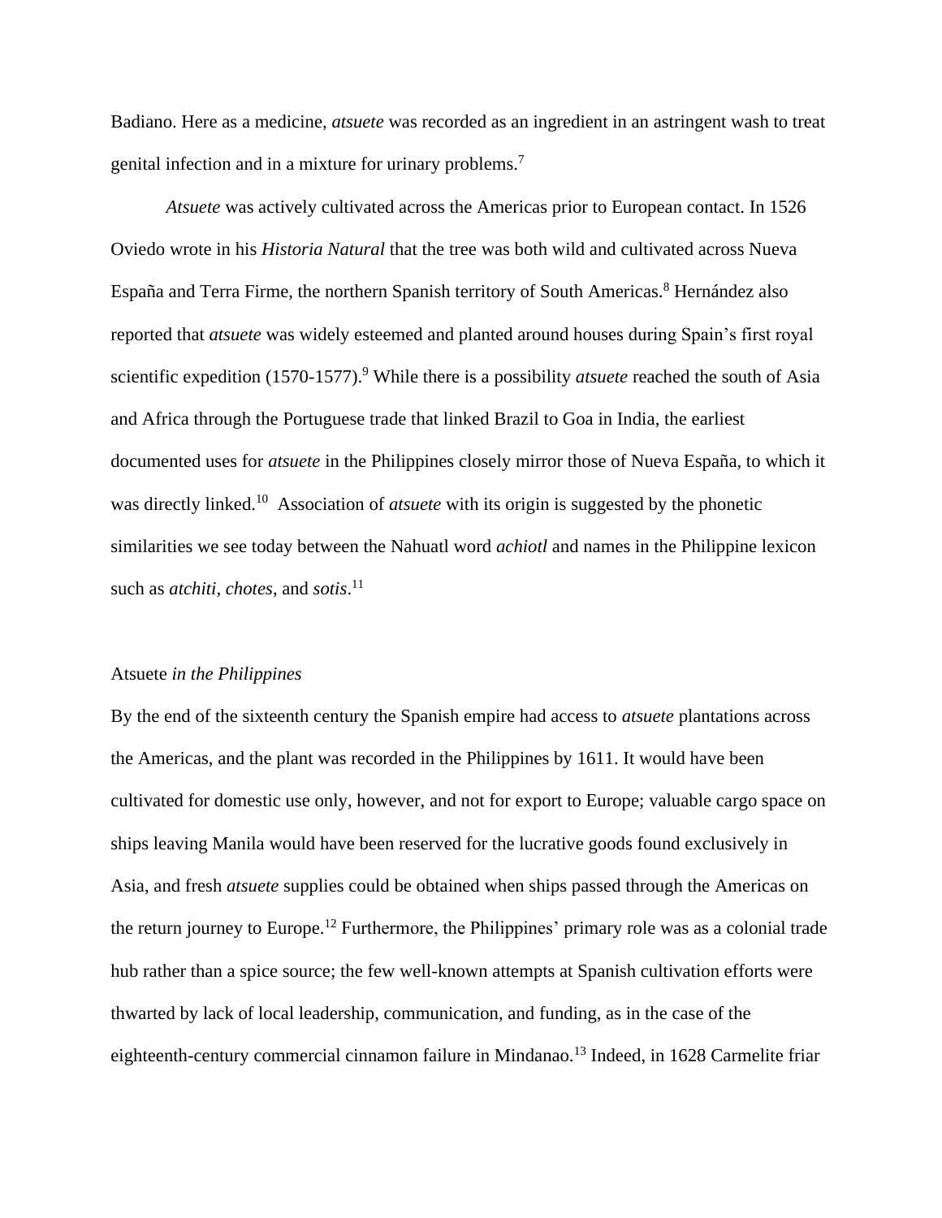Badiano. Here as a medicine, *atsuete* was recorded as an ingredient in an astringent wash to treat genital infection and in a mixture for urinary problems.[7]

*Atsuete* was actively cultivated across the Americas prior to European contact. In 1526 Oviedo wrote in his *Historia Natural* that the tree was both wild and cultivated across Nueva España and Terra Firme, the northern Spanish territory of South Americas.[8] Hernández also reported that *atsuete* was widely esteemed and planted around houses during Spain's first royal scientific expedition (1570-1577).[9] While there is a possibility *atsuete* reached the south of Asia and Africa through the Portuguese trade that linked Brazil to Goa in India, the earliest documented uses for *atsuete* in the Philippines closely mirror those of Nueva España, to which it was directly linked.[10] Association of *atsuete* with its origin is suggested by the phonetic similarities we see today between the Nahuatl word *achiotl* and names in the Philippine lexicon such as *atchiti*, *chotes*, and *sotis*.[11]

## Atsuete *in the Philippines*

By the end of the sixteenth century the Spanish empire had access to *atsuete* plantations across the Americas, and the plant was recorded in the Philippines by 1611. It would have been cultivated for domestic use only, however, and not for export to Europe; valuable cargo space on ships leaving Manila would have been reserved for the lucrative goods found exclusively in Asia, and fresh *atsuete* supplies could be obtained when ships passed through the Americas on the return journey to Europe.[12] Furthermore, the Philippines' primary role was as a colonial trade hub rather than a spice source; the few well-known attempts at Spanish cultivation efforts were thwarted by lack of local leadership, communication, and funding, as in the case of the eighteenth-century commercial cinnamon failure in Mindanao.[13] Indeed, in 1628 Carmelite friar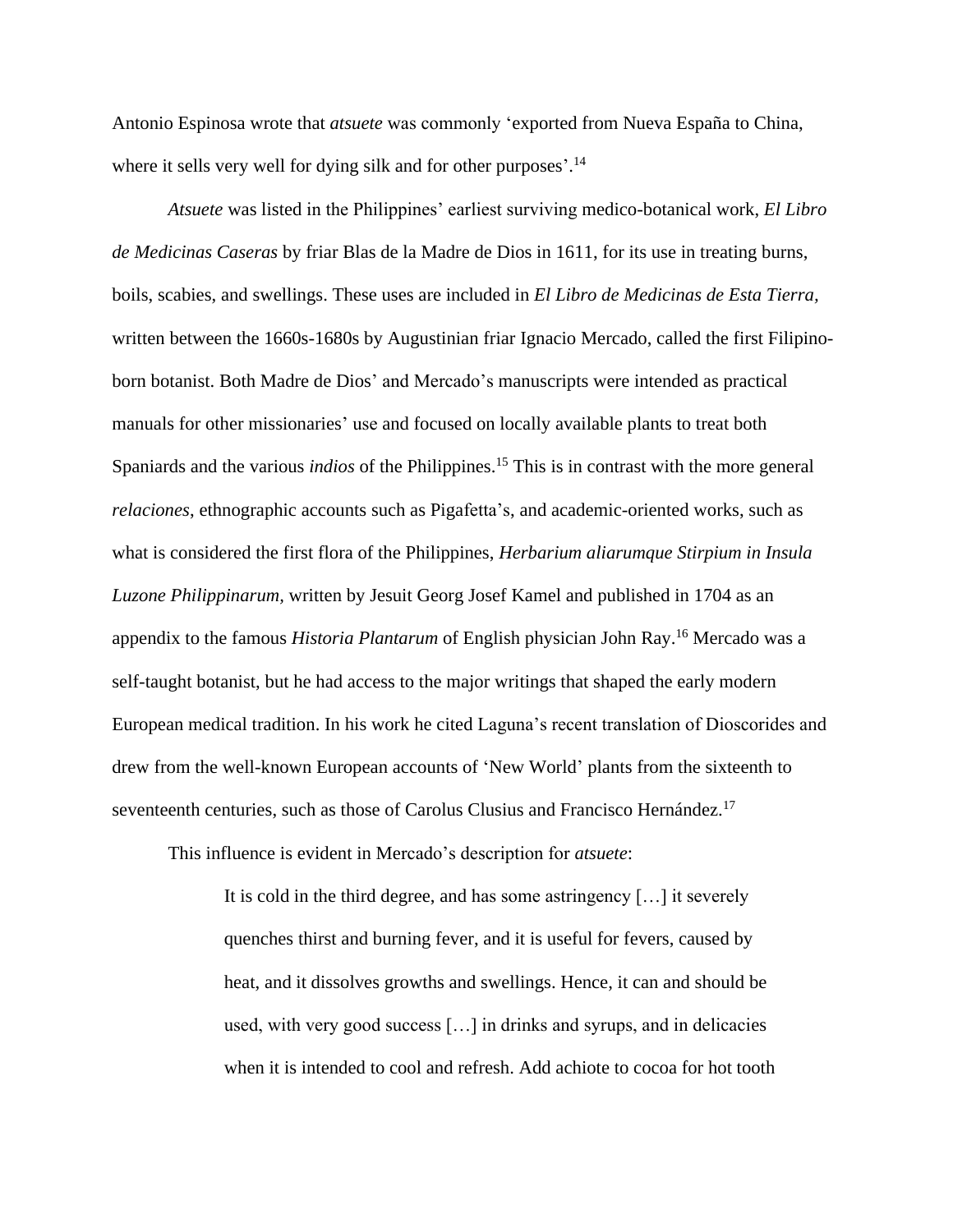Antonio Espinosa wrote that *atsuete* was commonly 'exported from Nueva España to China, where it sells very well for dying silk and for other purposes'.[14]

*Atsuete* was listed in the Philippines' earliest surviving medico-botanical work, *El Libro de Medicinas Caseras* by friar Blas de la Madre de Dios in 1611, for its use in treating burns, boils, scabies, and swellings. These uses are included in *El Libro de Medicinas de Esta Tierra*, written between the 1660s-1680s by Augustinian friar Ignacio Mercado, called the first Filipino-born botanist. Both Madre de Dios' and Mercado's manuscripts were intended as practical manuals for other missionaries' use and focused on locally available plants to treat both Spaniards and the various *indios* of the Philippines.[15] This is in contrast with the more general *relaciones*, ethnographic accounts such as Pigafetta's, and academic-oriented works, such as what is considered the first flora of the Philippines, *Herbarium aliarumque Stirpium in Insula Luzone Philippinarum,* written by Jesuit Georg Josef Kamel and published in 1704 as an appendix to the famous *Historia Plantarum* of English physician John Ray.[16] Mercado was a self-taught botanist, but he had access to the major writings that shaped the early modern European medical tradition. In his work he cited Laguna's recent translation of Dioscorides and drew from the well-known European accounts of 'New World' plants from the sixteenth to seventeenth centuries, such as those of Carolus Clusius and Francisco Hernández.[17]

This influence is evident in Mercado's description for *atsuete*:

> It is cold in the third degree, and has some astringency […] it severely quenches thirst and burning fever, and it is useful for fevers, caused by heat, and it dissolves growths and swellings. Hence, it can and should be used, with very good success […] in drinks and syrups, and in delicacies when it is intended to cool and refresh. Add achiote to cocoa for hot tooth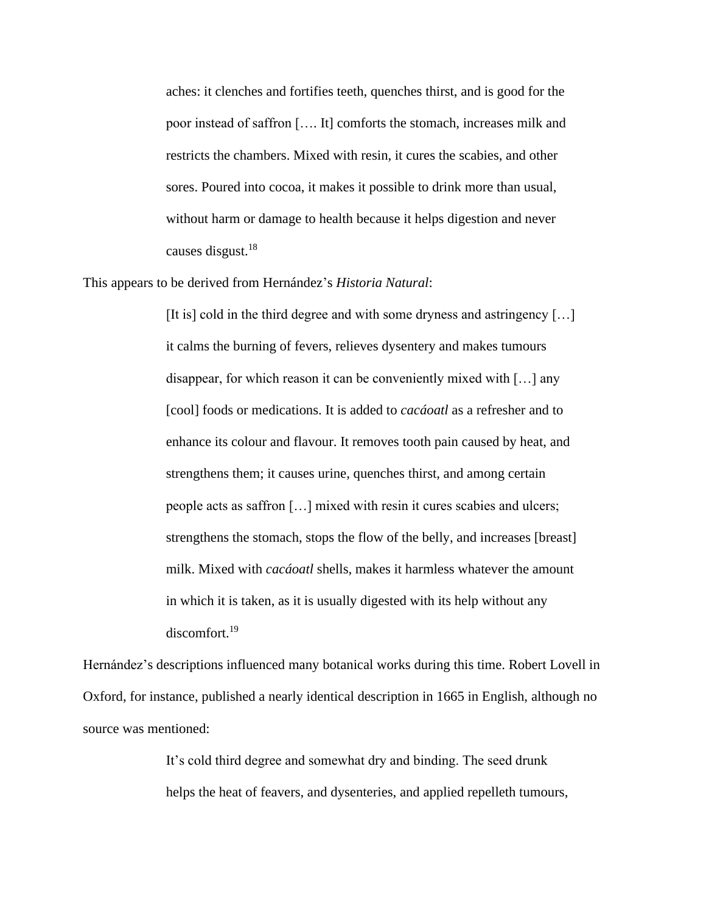> aches: it clenches and fortifies teeth, quenches thirst, and is good for the poor instead of saffron [.... It] comforts the stomach, increases milk and restricts the chambers. Mixed with resin, it cures the scabies, and other sores. Poured into cocoa, it makes it possible to drink more than usual, without harm or damage to health because it helps digestion and never causes disgust.[18]

This appears to be derived from Hernández's *Historia Natural*:

> [It is] cold in the third degree and with some dryness and astringency [...] it calms the burning of fevers, relieves dysentery and makes tumours disappear, for which reason it can be conveniently mixed with [...] any [cool] foods or medications. It is added to *cacáoatl* as a refresher and to enhance its colour and flavour. It removes tooth pain caused by heat, and strengthens them; it causes urine, quenches thirst, and among certain people acts as saffron [...] mixed with resin it cures scabies and ulcers; strengthens the stomach, stops the flow of the belly, and increases [breast] milk. Mixed with *cacáoatl* shells, makes it harmless whatever the amount in which it is taken, as it is usually digested with its help without any discomfort.[19]

Hernández's descriptions influenced many botanical works during this time. Robert Lovell in Oxford, for instance, published a nearly identical description in 1665 in English, although no source was mentioned:

> It's cold third degree and somewhat dry and binding. The seed drunk helps the heat of feavers, and dysenteries, and applied repelleth tumours,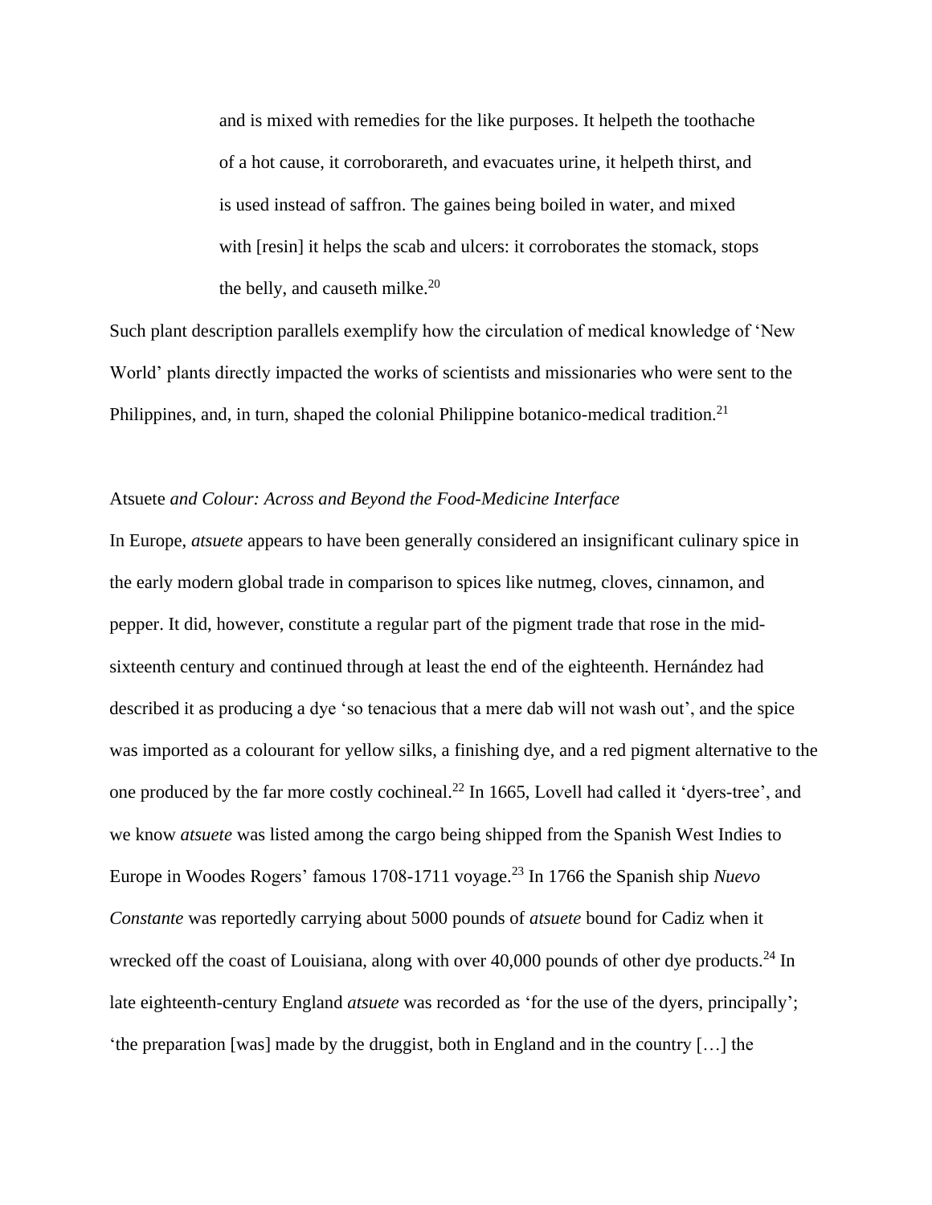> and is mixed with remedies for the like purposes. It helpeth the toothache of a hot cause, it corroborareth, and evacuates urine, it helpeth thirst, and is used instead of saffron. The gaines being boiled in water, and mixed with [resin] it helps the scab and ulcers: it corroborates the stomack, stops the belly, and causeth milke.[20]

Such plant description parallels exemplify how the circulation of medical knowledge of 'New World' plants directly impacted the works of scientists and missionaries who were sent to the Philippines, and, in turn, shaped the colonial Philippine botanico-medical tradition.[21]

### Atsuete *and Colour: Across and Beyond the Food-Medicine Interface*

In Europe, *atsuete* appears to have been generally considered an insignificant culinary spice in the early modern global trade in comparison to spices like nutmeg, cloves, cinnamon, and pepper. It did, however, constitute a regular part of the pigment trade that rose in the mid-sixteenth century and continued through at least the end of the eighteenth. Hernández had described it as producing a dye 'so tenacious that a mere dab will not wash out', and the spice was imported as a colourant for yellow silks, a finishing dye, and a red pigment alternative to the one produced by the far more costly cochineal.[22] In 1665, Lovell had called it 'dyers-tree', and we know *atsuete* was listed among the cargo being shipped from the Spanish West Indies to Europe in Woodes Rogers' famous 1708-1711 voyage.[23] In 1766 the Spanish ship *Nuevo Constante* was reportedly carrying about 5000 pounds of *atsuete* bound for Cadiz when it wrecked off the coast of Louisiana, along with over 40,000 pounds of other dye products.[24] In late eighteenth-century England *atsuete* was recorded as 'for the use of the dyers, principally'; 'the preparation [was] made by the druggist, both in England and in the country […] the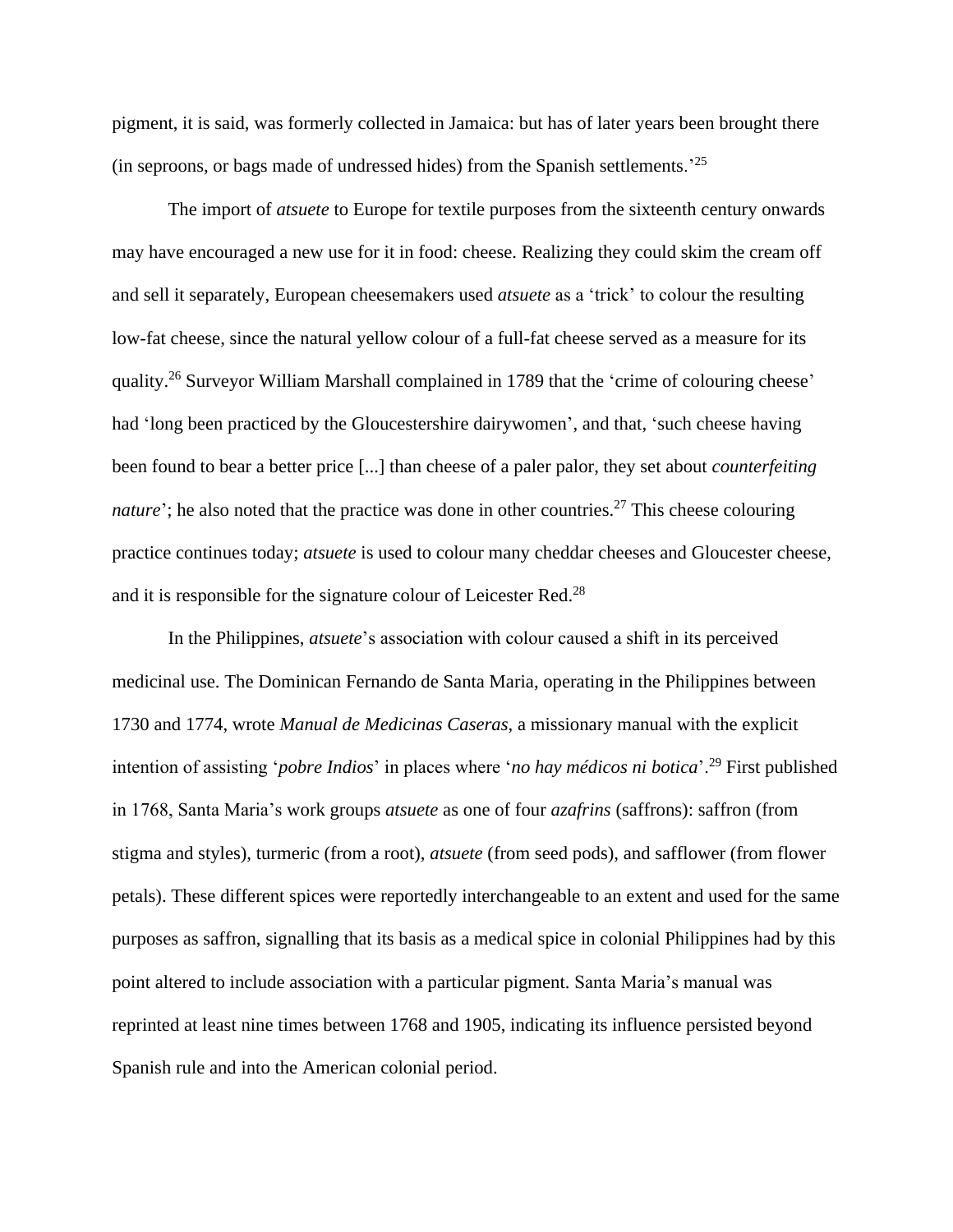pigment, it is said, was formerly collected in Jamaica: but has of later years been brought there (in seproons, or bags made of undressed hides) from the Spanish settlements.'[25]

The import of *atsuete* to Europe for textile purposes from the sixteenth century onwards may have encouraged a new use for it in food: cheese. Realizing they could skim the cream off and sell it separately, European cheesemakers used *atsuete* as a 'trick' to colour the resulting low-fat cheese, since the natural yellow colour of a full-fat cheese served as a measure for its quality.[26] Surveyor William Marshall complained in 1789 that the 'crime of colouring cheese' had 'long been practiced by the Gloucestershire dairywomen', and that, 'such cheese having been found to bear a better price [...] than cheese of a paler palor, they set about *counterfeiting nature*'; he also noted that the practice was done in other countries.[27] This cheese colouring practice continues today; *atsuete* is used to colour many cheddar cheeses and Gloucester cheese, and it is responsible for the signature colour of Leicester Red.[28]

In the Philippines, *atsuete*'s association with colour caused a shift in its perceived medicinal use. The Dominican Fernando de Santa Maria, operating in the Philippines between 1730 and 1774, wrote *Manual de Medicinas Caseras*, a missionary manual with the explicit intention of assisting '*pobre Indios*' in places where '*no hay médicos ni botica*'.[29] First published in 1768, Santa Maria's work groups *atsuete* as one of four *azafrins* (saffrons): saffron (from stigma and styles), turmeric (from a root), *atsuete* (from seed pods), and safflower (from flower petals). These different spices were reportedly interchangeable to an extent and used for the same purposes as saffron, signalling that its basis as a medical spice in colonial Philippines had by this point altered to include association with a particular pigment. Santa Maria's manual was reprinted at least nine times between 1768 and 1905, indicating its influence persisted beyond Spanish rule and into the American colonial period.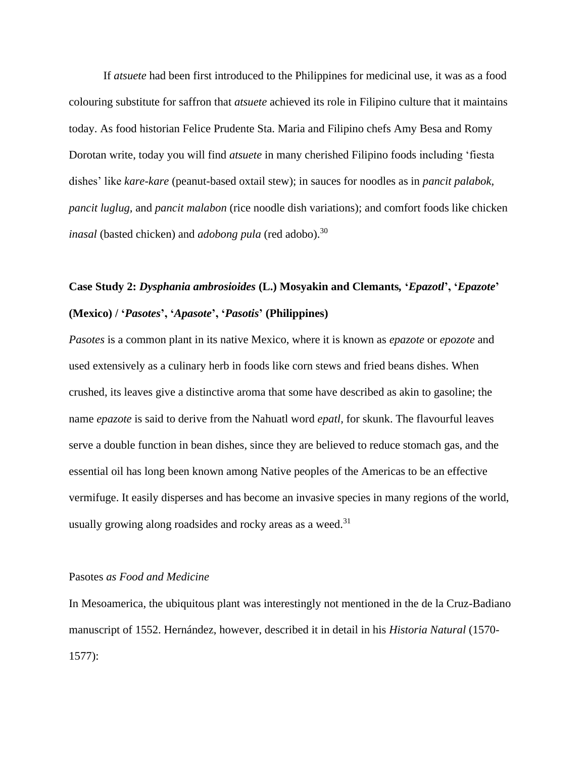If *atsuete* had been first introduced to the Philippines for medicinal use, it was as a food colouring substitute for saffron that *atsuete* achieved its role in Filipino culture that it maintains today. As food historian Felice Prudente Sta. Maria and Filipino chefs Amy Besa and Romy Dorotan write, today you will find *atsuete* in many cherished Filipino foods including 'fiesta dishes' like *kare-kare* (peanut-based oxtail stew); in sauces for noodles as in *pancit palabok, pancit luglug,* and *pancit malabon* (rice noodle dish variations); and comfort foods like chicken *inasal* (basted chicken) and *adobong pula* (red adobo).[30]

## Case Study 2: *Dysphania ambrosioides* (L.) Mosyakin and Clemants, '*Epazotl*', '*Epazote*' (Mexico) / '*Pasotes*', '*Apasote*', '*Pasotis*' (Philippines)

*Pasotes* is a common plant in its native Mexico, where it is known as *epazote* or *epozote* and used extensively as a culinary herb in foods like corn stews and fried beans dishes. When crushed, its leaves give a distinctive aroma that some have described as akin to gasoline; the name *epazote* is said to derive from the Nahuatl word *epatl,* for skunk. The flavourful leaves serve a double function in bean dishes, since they are believed to reduce stomach gas, and the essential oil has long been known among Native peoples of the Americas to be an effective vermifuge. It easily disperses and has become an invasive species in many regions of the world, usually growing along roadsides and rocky areas as a weed.[31]

### Pasotes *as Food and Medicine*

In Mesoamerica, the ubiquitous plant was interestingly not mentioned in the de la Cruz-Badiano manuscript of 1552. Hernández, however, described it in detail in his *Historia Natural* (1570-1577):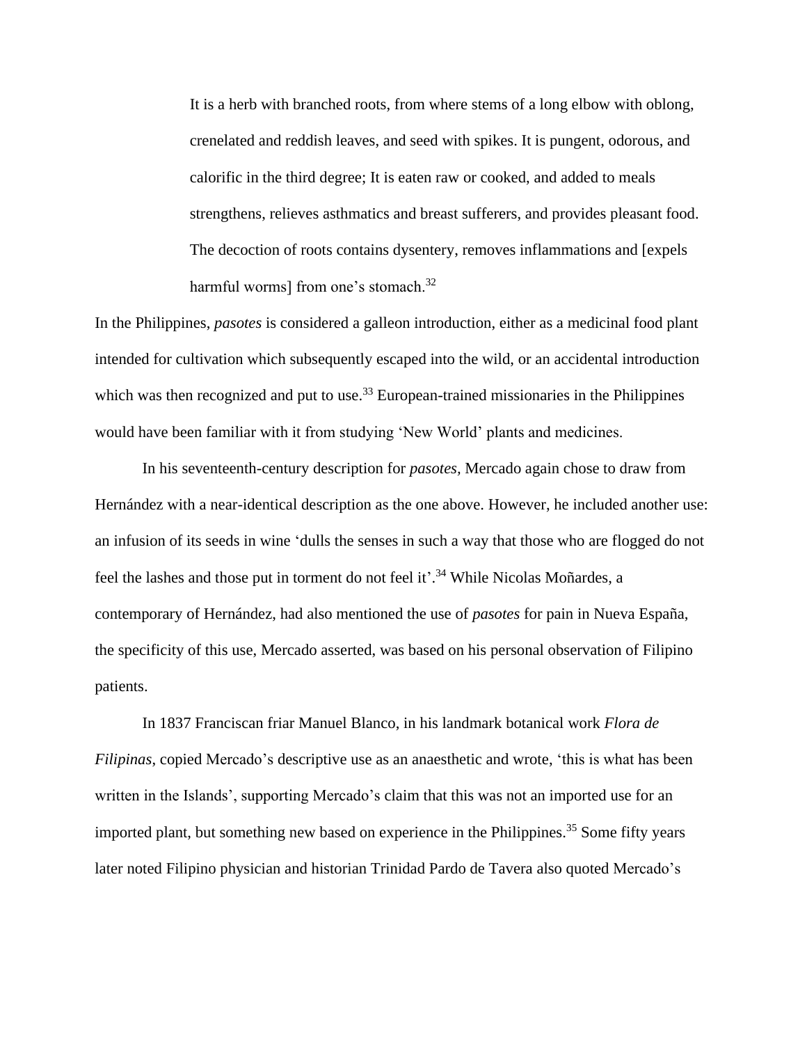> It is a herb with branched roots, from where stems of a long elbow with oblong, crenelated and reddish leaves, and seed with spikes. It is pungent, odorous, and calorific in the third degree; It is eaten raw or cooked, and added to meals strengthens, relieves asthmatics and breast sufferers, and provides pleasant food. The decoction of roots contains dysentery, removes inflammations and [expels harmful worms] from one's stomach.[32]

In the Philippines, *pasotes* is considered a galleon introduction, either as a medicinal food plant intended for cultivation which subsequently escaped into the wild, or an accidental introduction which was then recognized and put to use.[33] European-trained missionaries in the Philippines would have been familiar with it from studying 'New World' plants and medicines.

In his seventeenth-century description for *pasotes,* Mercado again chose to draw from Hernández with a near-identical description as the one above. However, he included another use: an infusion of its seeds in wine 'dulls the senses in such a way that those who are flogged do not feel the lashes and those put in torment do not feel it'.[34] While Nicolas Moñardes, a contemporary of Hernández, had also mentioned the use of *pasotes* for pain in Nueva España, the specificity of this use, Mercado asserted, was based on his personal observation of Filipino patients.

In 1837 Franciscan friar Manuel Blanco, in his landmark botanical work *Flora de Filipinas*, copied Mercado's descriptive use as an anaesthetic and wrote, 'this is what has been written in the Islands', supporting Mercado's claim that this was not an imported use for an imported plant, but something new based on experience in the Philippines.[35] Some fifty years later noted Filipino physician and historian Trinidad Pardo de Tavera also quoted Mercado's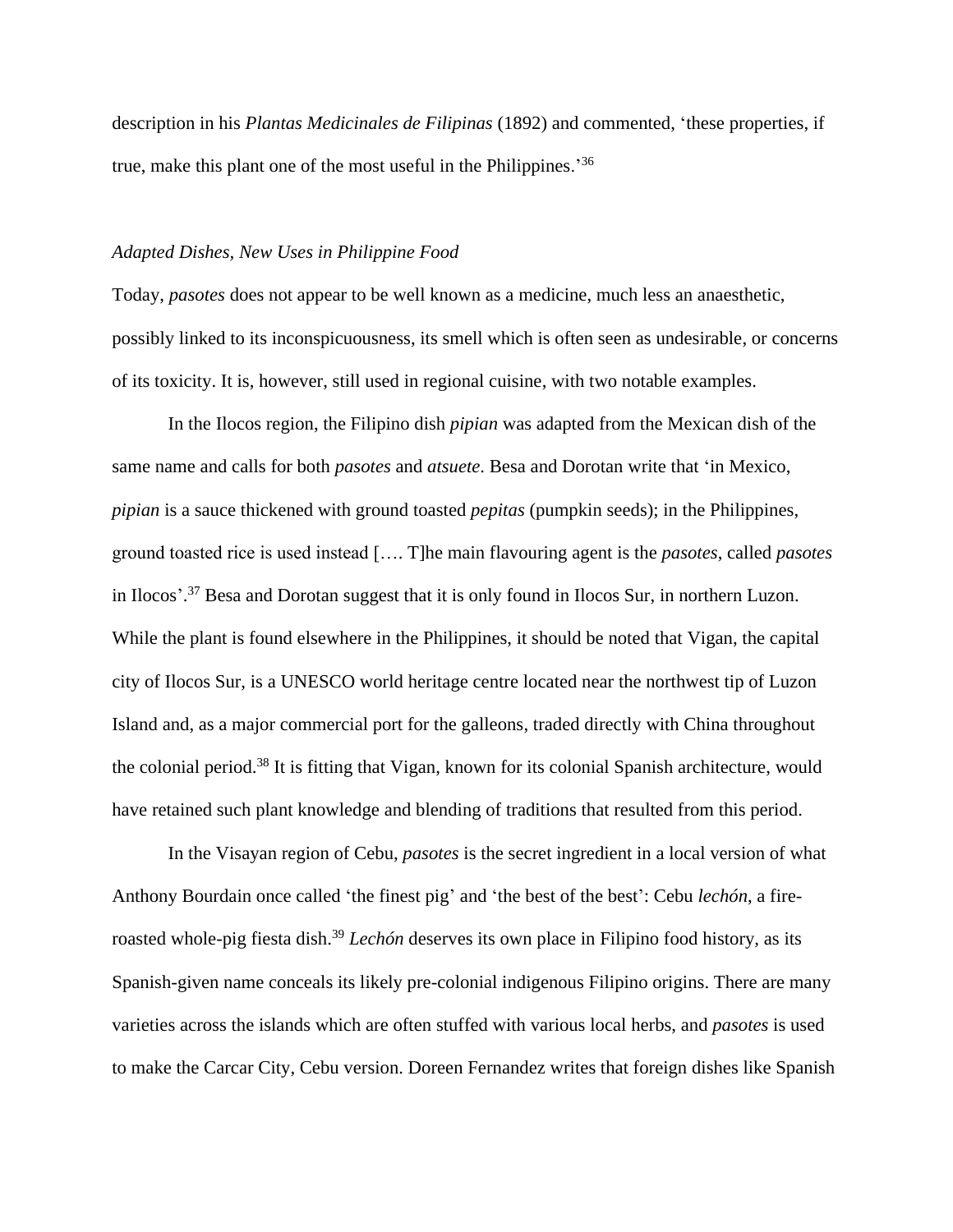description in his *Plantas Medicinales de Filipinas* (1892) and commented, 'these properties, if true, make this plant one of the most useful in the Philippines.'[36]

*Adapted Dishes, New Uses in Philippine Food*

Today, *pasotes* does not appear to be well known as a medicine, much less an anaesthetic, possibly linked to its inconspicuousness, its smell which is often seen as undesirable, or concerns of its toxicity. It is, however, still used in regional cuisine, with two notable examples.

In the Ilocos region, the Filipino dish *pipian* was adapted from the Mexican dish of the same name and calls for both *pasotes* and *atsuete*. Besa and Dorotan write that 'in Mexico, *pipian* is a sauce thickened with ground toasted *pepitas* (pumpkin seeds); in the Philippines, ground toasted rice is used instead […. T]he main flavouring agent is the *pasotes*, called *pasotes* in Ilocos'.[37] Besa and Dorotan suggest that it is only found in Ilocos Sur, in northern Luzon. While the plant is found elsewhere in the Philippines, it should be noted that Vigan, the capital city of Ilocos Sur, is a UNESCO world heritage centre located near the northwest tip of Luzon Island and, as a major commercial port for the galleons, traded directly with China throughout the colonial period.[38] It is fitting that Vigan, known for its colonial Spanish architecture, would have retained such plant knowledge and blending of traditions that resulted from this period.

In the Visayan region of Cebu, *pasotes* is the secret ingredient in a local version of what Anthony Bourdain once called 'the finest pig' and 'the best of the best': Cebu *lechón*, a fire-roasted whole-pig fiesta dish.[39] *Lechón* deserves its own place in Filipino food history, as its Spanish-given name conceals its likely pre-colonial indigenous Filipino origins. There are many varieties across the islands which are often stuffed with various local herbs, and *pasotes* is used to make the Carcar City, Cebu version. Doreen Fernandez writes that foreign dishes like Spanish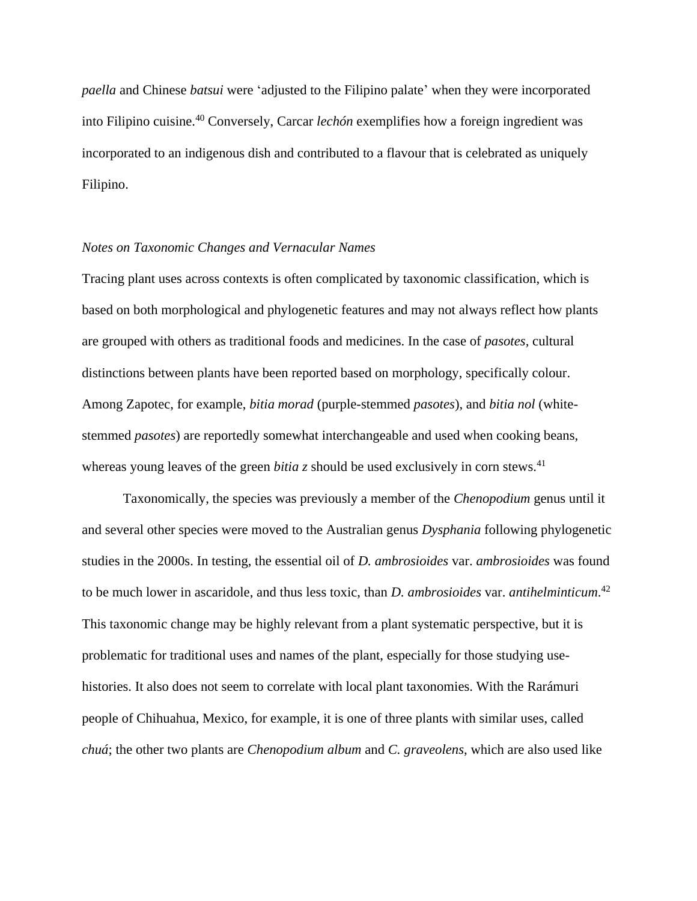*paella* and Chinese *batsui* were 'adjusted to the Filipino palate' when they were incorporated into Filipino cuisine.[40] Conversely, Carcar *lechón* exemplifies how a foreign ingredient was incorporated to an indigenous dish and contributed to a flavour that is celebrated as uniquely Filipino.

### *Notes on Taxonomic Changes and Vernacular Names*

Tracing plant uses across contexts is often complicated by taxonomic classification, which is based on both morphological and phylogenetic features and may not always reflect how plants are grouped with others as traditional foods and medicines. In the case of *pasotes*, cultural distinctions between plants have been reported based on morphology, specifically colour. Among Zapotec, for example, *bitia morad* (purple-stemmed *pasotes*), and *bitia nol* (white-stemmed *pasotes*) are reportedly somewhat interchangeable and used when cooking beans, whereas young leaves of the green *bitia z* should be used exclusively in corn stews.[41]

Taxonomically, the species was previously a member of the *Chenopodium* genus until it and several other species were moved to the Australian genus *Dysphania* following phylogenetic studies in the 2000s. In testing, the essential oil of *D. ambrosioides* var. *ambrosioides* was found to be much lower in ascaridole, and thus less toxic, than *D. ambrosioides* var. *antihelminticum*.[42] This taxonomic change may be highly relevant from a plant systematic perspective, but it is problematic for traditional uses and names of the plant, especially for those studying use-histories. It also does not seem to correlate with local plant taxonomies. With the Rarámuri people of Chihuahua, Mexico, for example, it is one of three plants with similar uses, called *chuá*; the other two plants are *Chenopodium album* and *C. graveolens*, which are also used like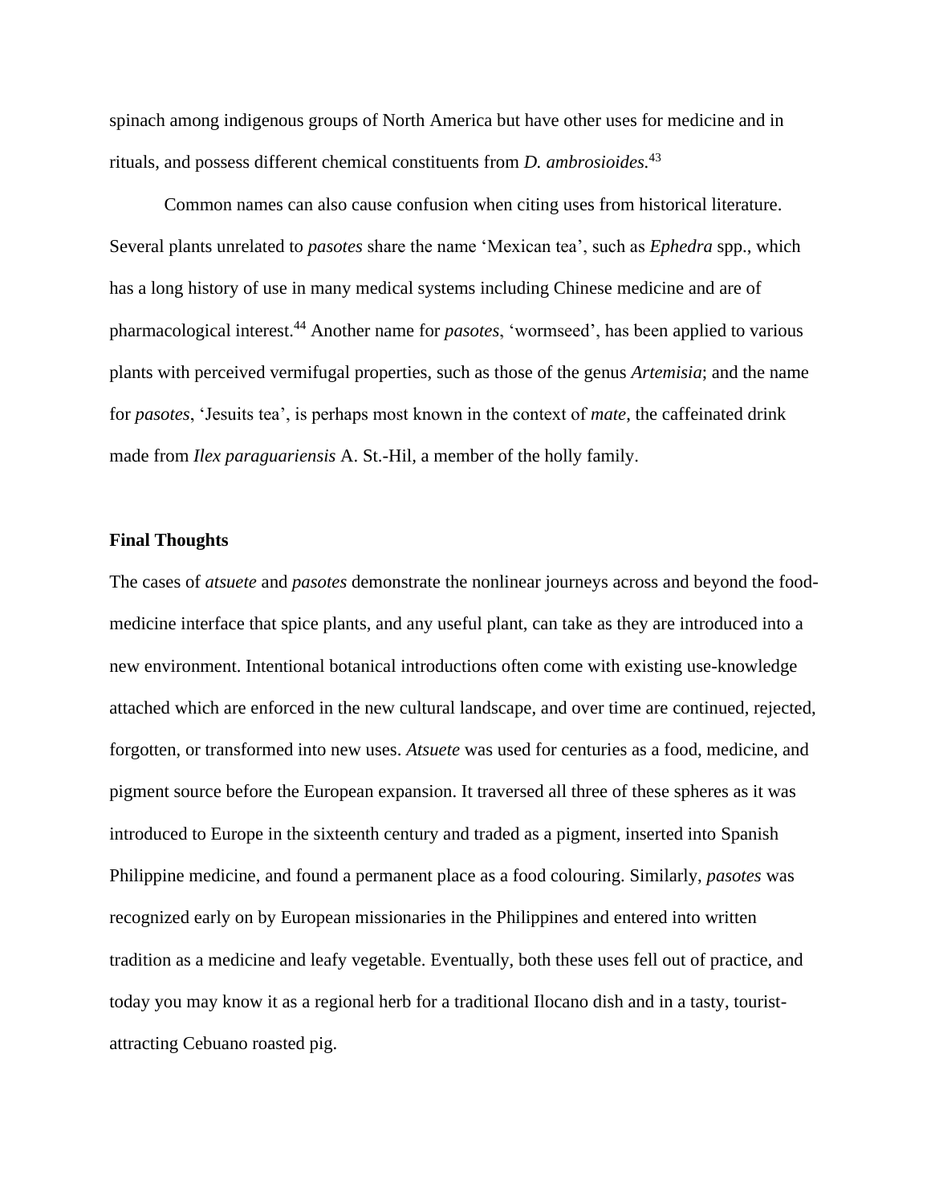spinach among indigenous groups of North America but have other uses for medicine and in rituals, and possess different chemical constituents from *D. ambrosioides.*[43]

Common names can also cause confusion when citing uses from historical literature. Several plants unrelated to *pasotes* share the name 'Mexican tea', such as *Ephedra* spp., which has a long history of use in many medical systems including Chinese medicine and are of pharmacological interest.[44] Another name for *pasotes*, 'wormseed', has been applied to various plants with perceived vermifugal properties, such as those of the genus *Artemisia*; and the name for *pasotes*, 'Jesuits tea', is perhaps most known in the context of *mate*, the caffeinated drink made from *Ilex paraguariensis* A. St.-Hil, a member of the holly family.

**Final Thoughts**

The cases of *atsuete* and *pasotes* demonstrate the nonlinear journeys across and beyond the food-medicine interface that spice plants, and any useful plant, can take as they are introduced into a new environment. Intentional botanical introductions often come with existing use-knowledge attached which are enforced in the new cultural landscape, and over time are continued, rejected, forgotten, or transformed into new uses. *Atsuete* was used for centuries as a food, medicine, and pigment source before the European expansion. It traversed all three of these spheres as it was introduced to Europe in the sixteenth century and traded as a pigment, inserted into Spanish Philippine medicine, and found a permanent place as a food colouring. Similarly, *pasotes* was recognized early on by European missionaries in the Philippines and entered into written tradition as a medicine and leafy vegetable. Eventually, both these uses fell out of practice, and today you may know it as a regional herb for a traditional Ilocano dish and in a tasty, tourist-attracting Cebuano roasted pig.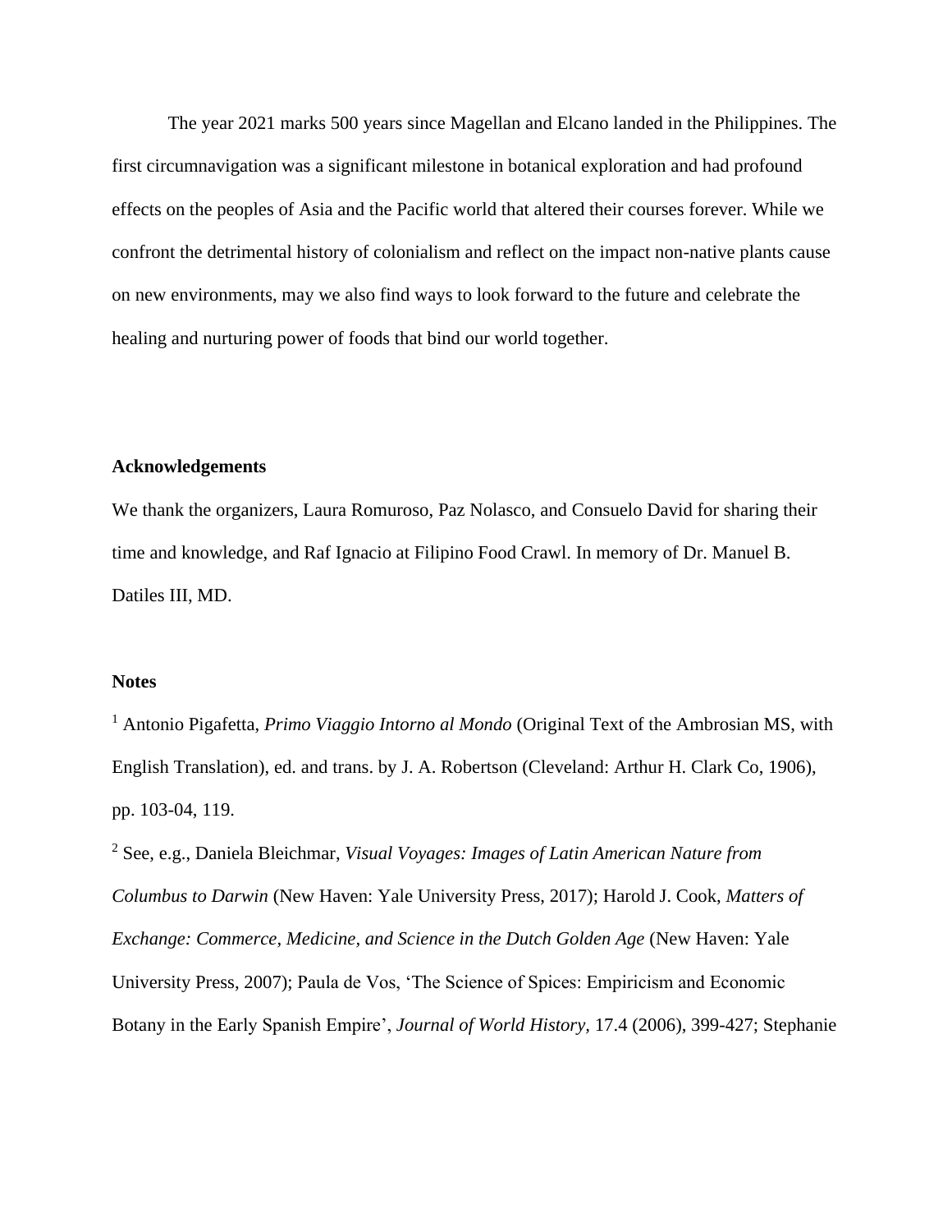The year 2021 marks 500 years since Magellan and Elcano landed in the Philippines. The first circumnavigation was a significant milestone in botanical exploration and had profound effects on the peoples of Asia and the Pacific world that altered their courses forever. While we confront the detrimental history of colonialism and reflect on the impact non-native plants cause on new environments, may we also find ways to look forward to the future and celebrate the healing and nurturing power of foods that bind our world together.

**Acknowledgements**

We thank the organizers, Laura Romuroso, Paz Nolasco, and Consuelo David for sharing their time and knowledge, and Raf Ignacio at Filipino Food Crawl. In memory of Dr. Manuel B. Datiles III, MD.

**Notes**

[1] Antonio Pigafetta, *Primo Viaggio Intorno al Mondo* (Original Text of the Ambrosian MS, with English Translation), ed. and trans. by J. A. Robertson (Cleveland: Arthur H. Clark Co, 1906), pp. 103-04, 119.

[2] See, e.g., Daniela Bleichmar, *Visual Voyages: Images of Latin American Nature from Columbus to Darwin* (New Haven: Yale University Press, 2017); Harold J. Cook, *Matters of Exchange: Commerce, Medicine, and Science in the Dutch Golden Age* (New Haven: Yale University Press, 2007); Paula de Vos, 'The Science of Spices: Empiricism and Economic Botany in the Early Spanish Empire', *Journal of World History*, 17.4 (2006), 399-427; Stephanie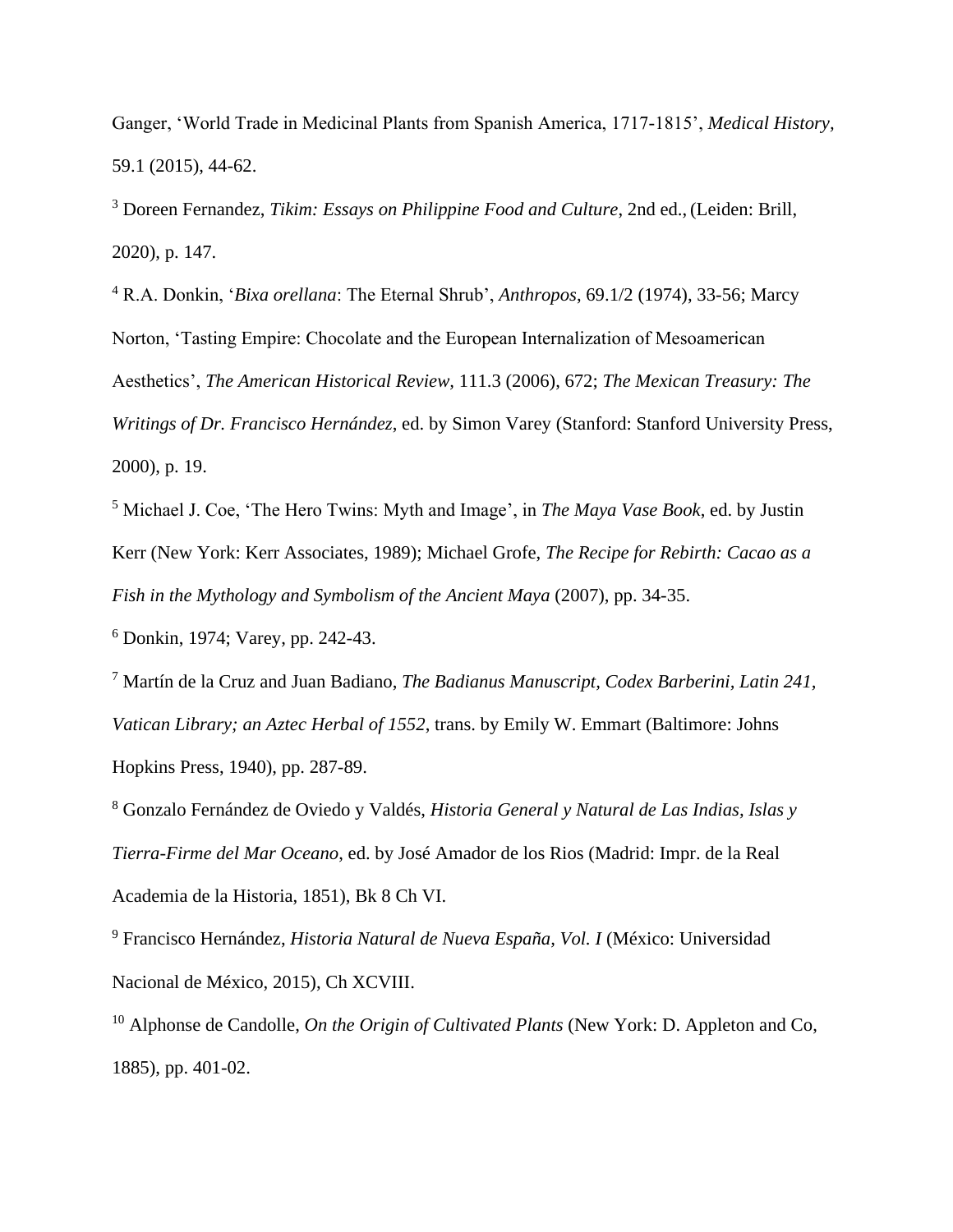Ganger, 'World Trade in Medicinal Plants from Spanish America, 1717-1815', *Medical History*, 59.1 (2015), 44-62.

[3] Doreen Fernandez, *Tikim: Essays on Philippine Food and Culture*, 2nd ed., (Leiden: Brill, 2020), p. 147.

[4] R.A. Donkin, '*Bixa orellana*: The Eternal Shrub', *Anthropos*, 69.1/2 (1974), 33-56; Marcy Norton, 'Tasting Empire: Chocolate and the European Internalization of Mesoamerican Aesthetics', *The American Historical Review,* 111.3 (2006), 672; *The Mexican Treasury: The Writings of Dr. Francisco Hernández*, ed. by Simon Varey (Stanford: Stanford University Press, 2000), p. 19.

[5] Michael J. Coe, 'The Hero Twins: Myth and Image', in *The Maya Vase Book*, ed. by Justin Kerr (New York: Kerr Associates, 1989); Michael Grofe, *The Recipe for Rebirth: Cacao as a Fish in the Mythology and Symbolism of the Ancient Maya* (2007), pp. 34-35.

[6] Donkin, 1974; Varey, pp. 242-43.

[7] Martín de la Cruz and Juan Badiano, *The Badianus Manuscript, Codex Barberini, Latin 241, Vatican Library; an Aztec Herbal of 1552*, trans. by Emily W. Emmart (Baltimore: Johns Hopkins Press, 1940), pp. 287-89.

[8] Gonzalo Fernández de Oviedo y Valdés, *Historia General y Natural de Las Indias, Islas y Tierra-Firme del Mar Oceano*, ed. by José Amador de los Rios (Madrid: Impr. de la Real Academia de la Historia, 1851), Bk 8 Ch VI.

[9] Francisco Hernández, *Historia Natural de Nueva España, Vol. I* (México: Universidad Nacional de México, 2015), Ch XCVIII.

[10] Alphonse de Candolle, *On the Origin of Cultivated Plants* (New York: D. Appleton and Co, 1885), pp. 401-02.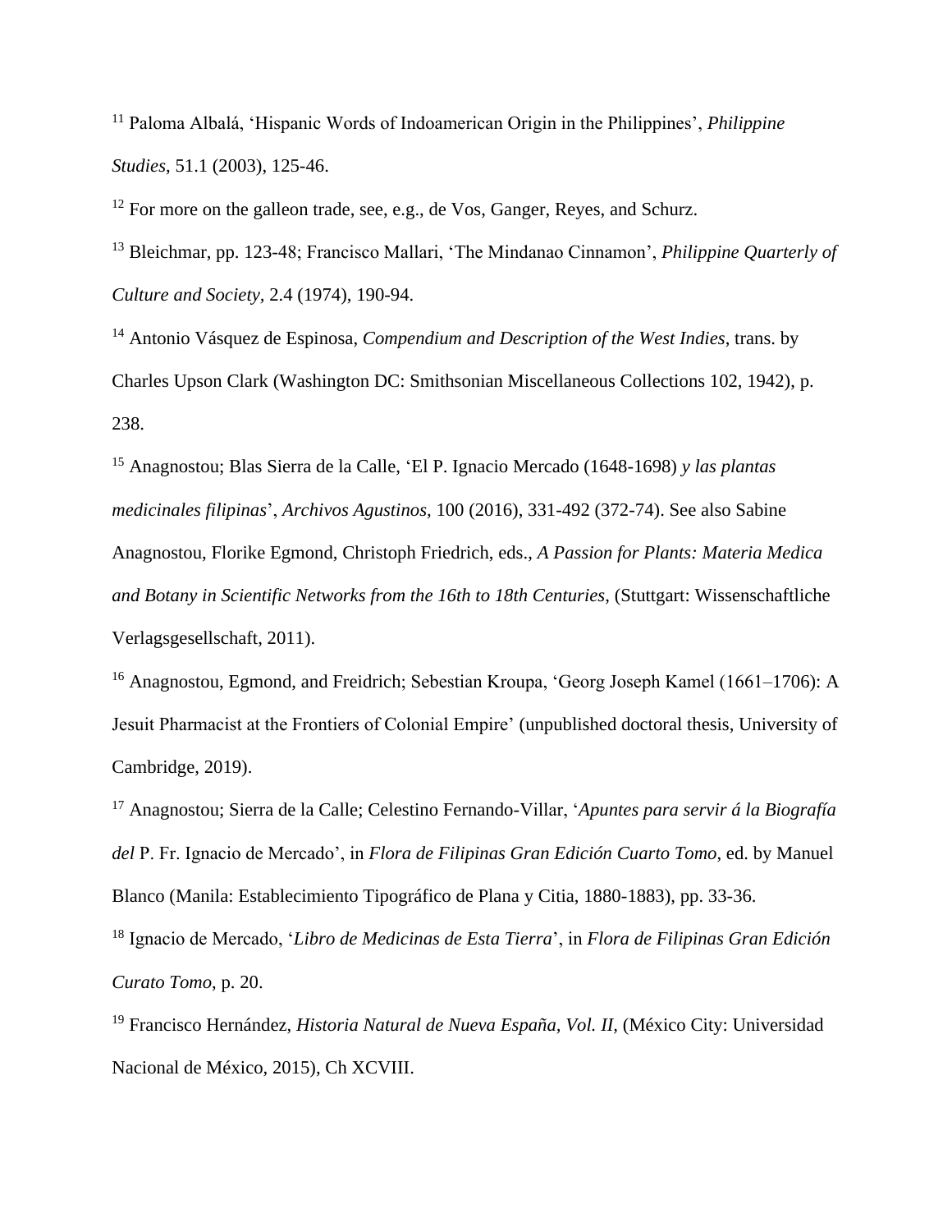[11] Paloma Albalá, ‘Hispanic Words of Indoamerican Origin in the Philippines’, *Philippine Studies*, 51.1 (2003), 125-46.

[12] For more on the galleon trade, see, e.g., de Vos, Ganger, Reyes, and Schurz.

[13] Bleichmar, pp. 123-48; Francisco Mallari, ‘The Mindanao Cinnamon’, *Philippine Quarterly of Culture and Society*, 2.4 (1974), 190-94.

[14] Antonio Vásquez de Espinosa, *Compendium and Description of the West Indies*, trans. by Charles Upson Clark (Washington DC: Smithsonian Miscellaneous Collections 102, 1942), p. 238.

[15] Anagnostou; Blas Sierra de la Calle, ‘El P. Ignacio Mercado (1648-1698) *y las plantas medicinales filipinas*’, *Archivos Agustinos*, 100 (2016), 331-492 (372-74). See also Sabine Anagnostou, Florike Egmond, Christoph Friedrich, eds., *A Passion for Plants: Materia Medica and Botany in Scientific Networks from the 16th to 18th Centuries*, (Stuttgart: Wissenschaftliche Verlagsgesellschaft, 2011).

[16] Anagnostou, Egmond, and Freidrich; Sebestian Kroupa, ‘Georg Joseph Kamel (1661–1706): A Jesuit Pharmacist at the Frontiers of Colonial Empire’ (unpublished doctoral thesis, University of Cambridge, 2019).

[17] Anagnostou; Sierra de la Calle; Celestino Fernando-Villar, ‘*Apuntes para servir á la Biografía del* P. Fr. Ignacio de Mercado’, in *Flora de Filipinas Gran Edición Cuarto Tomo*, ed. by Manuel Blanco (Manila: Establecimiento Tipográfico de Plana y Citia, 1880-1883), pp. 33-36.

[18] Ignacio de Mercado, ‘*Libro de Medicinas de Esta Tierra*’, in *Flora de Filipinas Gran Edición Curato Tomo*, p. 20.

[19] Francisco Hernández, *Historia Natural de Nueva España, Vol. II,* (México City: Universidad Nacional de México, 2015), Ch XCVIII.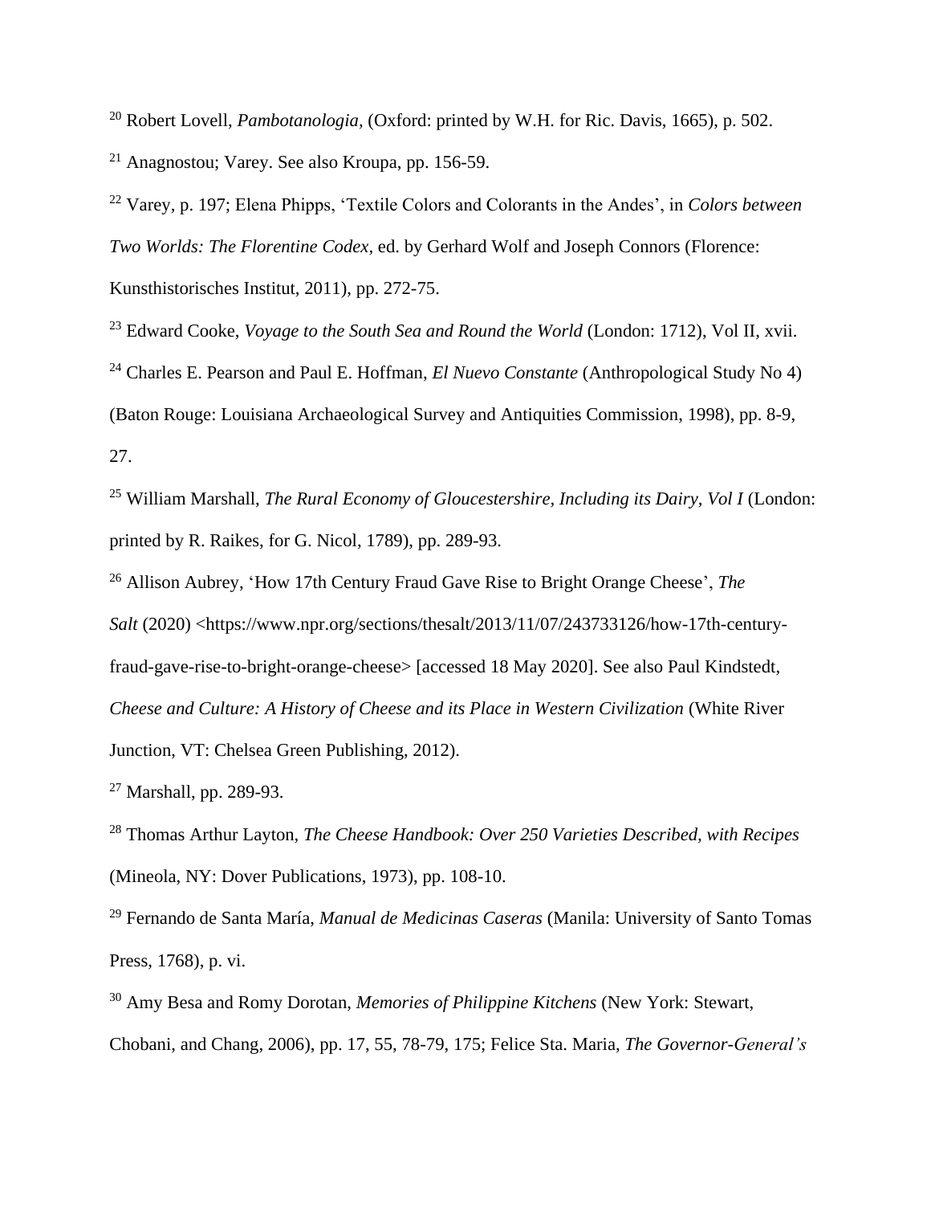[20] Robert Lovell, *Pambotanologia*, (Oxford: printed by W.H. for Ric. Davis, 1665), p. 502.

[21] Anagnostou; Varey. See also Kroupa, pp. 156-59.

[22] Varey, p. 197; Elena Phipps, 'Textile Colors and Colorants in the Andes', in *Colors between Two Worlds: The Florentine Codex*, ed. by Gerhard Wolf and Joseph Connors (Florence: Kunsthistorisches Institut, 2011), pp. 272-75.

[23] Edward Cooke, *Voyage to the South Sea and Round the World* (London: 1712), Vol II, xvii.

[24] Charles E. Pearson and Paul E. Hoffman, *El Nuevo Constante* (Anthropological Study No 4) (Baton Rouge: Louisiana Archaeological Survey and Antiquities Commission, 1998), pp. 8-9, 27.

[25] William Marshall, *The Rural Economy of Gloucestershire, Including its Dairy, Vol I* (London: printed by R. Raikes, for G. Nicol, 1789), pp. 289-93.

[26] Allison Aubrey, 'How 17th Century Fraud Gave Rise to Bright Orange Cheese', *The Salt* (2020) <https://www.npr.org/sections/thesalt/2013/11/07/243733126/how-17th-century-fraud-gave-rise-to-bright-orange-cheese> [accessed 18 May 2020]. See also Paul Kindstedt, *Cheese and Culture: A History of Cheese and its Place in Western Civilization* (White River Junction, VT: Chelsea Green Publishing, 2012).

[27] Marshall, pp. 289-93.

[28] Thomas Arthur Layton, *The Cheese Handbook: Over 250 Varieties Described, with Recipes* (Mineola, NY: Dover Publications, 1973), pp. 108-10.

[29] Fernando de Santa María, *Manual de Medicinas Caseras* (Manila: University of Santo Tomas Press, 1768), p. vi.

[30] Amy Besa and Romy Dorotan, *Memories of Philippine Kitchens* (New York: Stewart, Chobani, and Chang, 2006), pp. 17, 55, 78-79, 175; Felice Sta. Maria, *The Governor-General's*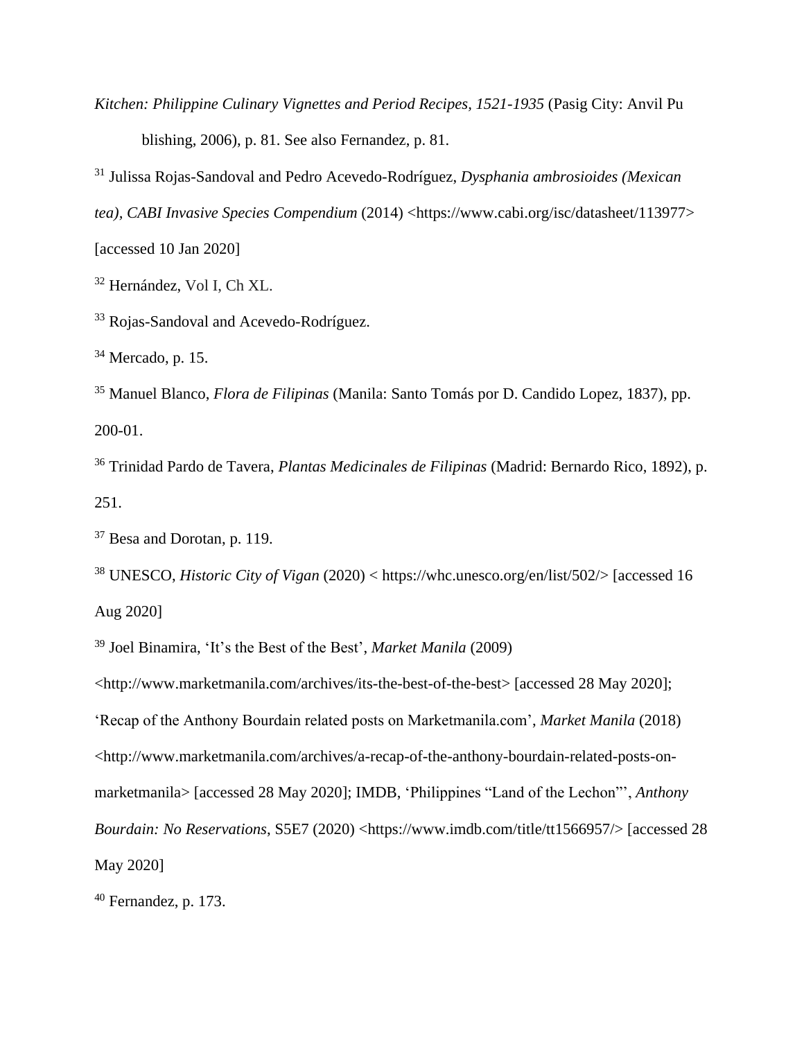*Kitchen: Philippine Culinary Vignettes and Period Recipes, 1521-1935* (Pasig City: Anvil Pu blishing, 2006), p. 81. See also Fernandez, p. 81.

[31] Julissa Rojas-Sandoval and Pedro Acevedo-Rodríguez, *Dysphania ambrosioides (Mexican tea), CABI Invasive Species Compendium* (2014) <https://www.cabi.org/isc/datasheet/113977> [accessed 10 Jan 2020]

[32] Hernández, Vol I, Ch XL.

[33] Rojas-Sandoval and Acevedo-Rodríguez.

[34] Mercado, p. 15.

[35] Manuel Blanco, *Flora de Filipinas* (Manila: Santo Tomás por D. Candido Lopez, 1837), pp. 200-01.

[36] Trinidad Pardo de Tavera, *Plantas Medicinales de Filipinas* (Madrid: Bernardo Rico, 1892), p. 251.

[37] Besa and Dorotan, p. 119.

[38] UNESCO, *Historic City of Vigan* (2020) < https://whc.unesco.org/en/list/502/> [accessed 16 Aug 2020]

[39] Joel Binamira, 'It's the Best of the Best', *Market Manila* (2009) <http://www.marketmanila.com/archives/its-the-best-of-the-best> [accessed 28 May 2020]; 'Recap of the Anthony Bourdain related posts on Marketmanila.com', *Market Manila* (2018) <http://www.marketmanila.com/archives/a-recap-of-the-anthony-bourdain-related-posts-on-marketmanila> [accessed 28 May 2020]; IMDB, 'Philippines "Land of the Lechon"', *Anthony Bourdain: No Reservations*, S5E7 (2020) <https://www.imdb.com/title/tt1566957/> [accessed 28 May 2020]

[40] Fernandez, p. 173.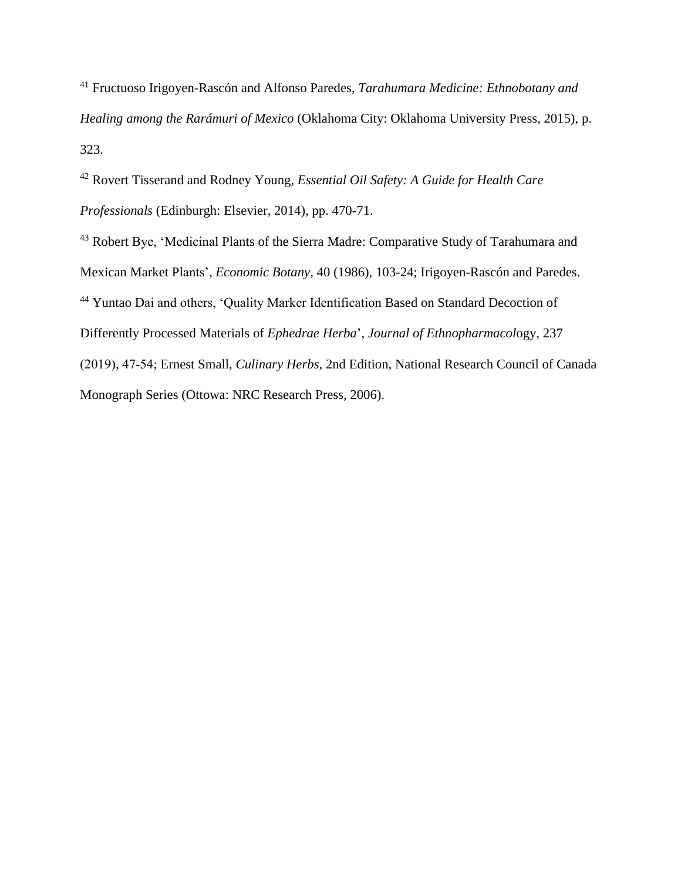[41] Fructuoso Irigoyen-Rascón and Alfonso Paredes, *Tarahumara Medicine: Ethnobotany and Healing among the Rarámuri of Mexico* (Oklahoma City: Oklahoma University Press, 2015), p. 323.

[42] Rovert Tisserand and Rodney Young, *Essential Oil Safety: A Guide for Health Care Professionals* (Edinburgh: Elsevier, 2014), pp. 470-71.

[43] Robert Bye, 'Medicinal Plants of the Sierra Madre: Comparative Study of Tarahumara and Mexican Market Plants', *Economic Botany,* 40 (1986), 103-24; Irigoyen-Rascón and Paredes.

[44] Yuntao Dai and others, 'Quality Marker Identification Based on Standard Decoction of Differently Processed Materials of *Ephedrae Herba*', *Journal of Ethnopharmacol*ogy, 237 (2019), 47-54; Ernest Small, *Culinary Herbs*, 2nd Edition, National Research Council of Canada Monograph Series (Ottowa: NRC Research Press, 2006).